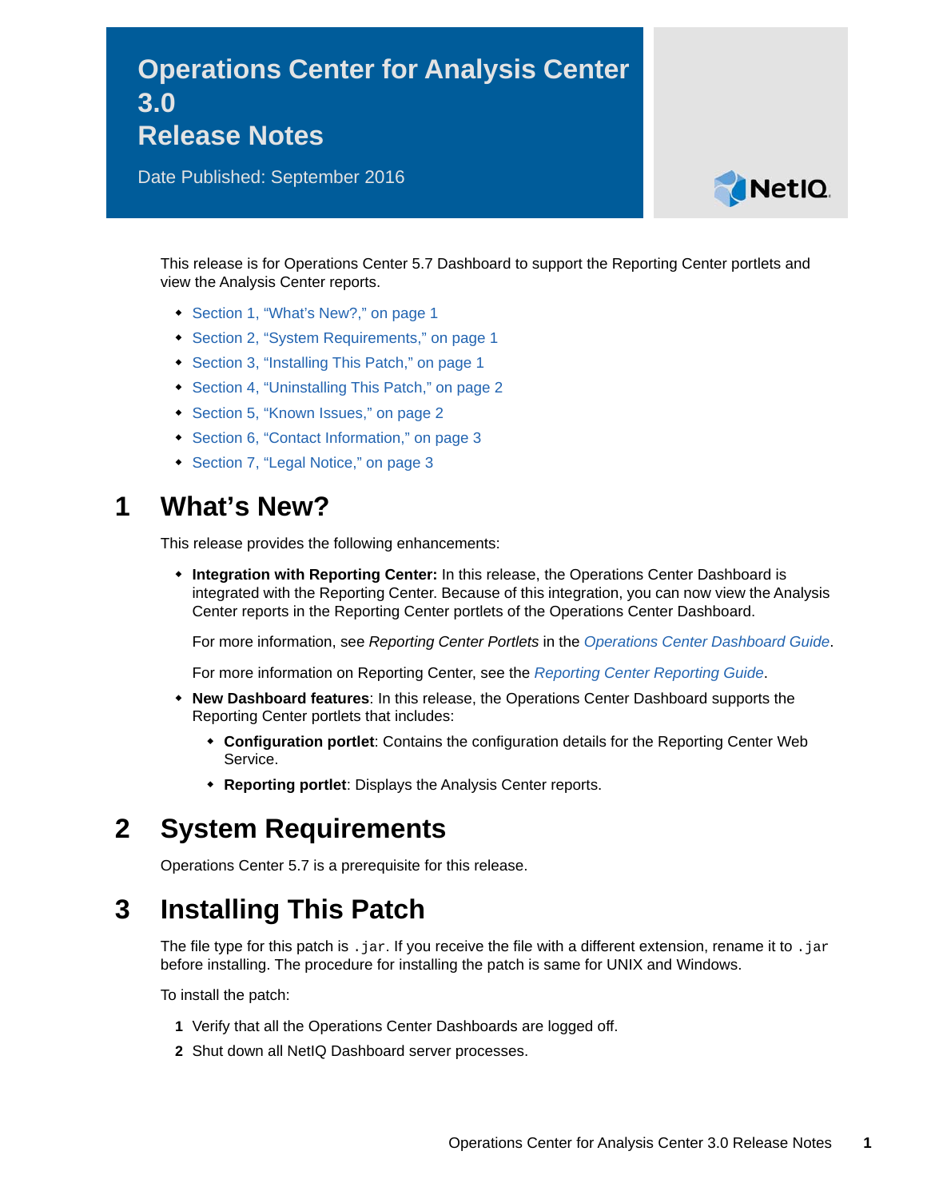# Operations Center for Analysis Center 3.0 Release Notes

Date Published: September 2016

This release is for Operations Center 5.7 Dashboard to support the Reporting Center portlets and view the Analysis Center reports.

- Section 1, “What’s New?,” on page 1
- Section 2, “System Requirements,” on page 1
- Section 3, “Installing This Patch,” on page 1
- Section 4, “Uninstalling This Patch,” on page 2
- Section 5, “Known Issues,” on page 2
- Section 6, “Contact Information,” on page 3
- Section 7, “Legal Notice,” on page 3

## 1 What’s New?

This release provides the following enhancements:

- **Integration with Reporting Center:** In this release, the Operations Center Dashboard is integrated with the Reporting Center. Because of this integration, you can now view the Analysis Center reports in the Reporting Center portlets of the Operations Center Dashboard.

  For more information, see *Reporting Center Portlets* in the *Operations Center Dashboard Guide*.

  For more information on Reporting Center, see the *Reporting Center Reporting Guide*.
- **New Dashboard features**: In this release, the Operations Center Dashboard supports the Reporting Center portlets that includes:
  - **Configuration portlet**: Contains the configuration details for the Reporting Center Web Service.
  - **Reporting portlet**: Displays the Analysis Center reports.

## 2 System Requirements

Operations Center 5.7 is a prerequisite for this release.

## 3 Installing This Patch

The file type for this patch is `.jar`. If you receive the file with a different extension, rename it to `.jar` before installing. The procedure for installing the patch is same for UNIX and Windows.

To install the patch:

1. Verify that all the Operations Center Dashboards are logged off.
2. Shut down all NetIQ Dashboard server processes.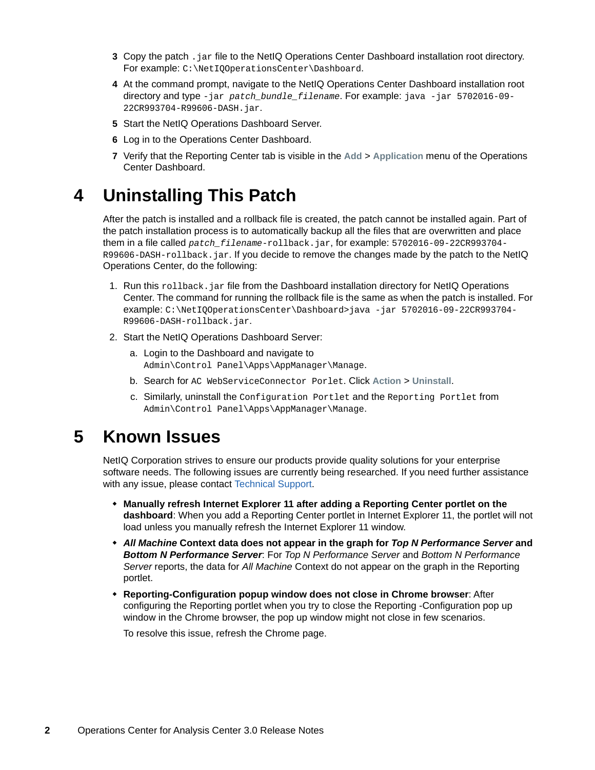3. Copy the patch `.jar` file to the NetIQ Operations Center Dashboard installation root directory. For example: `C:\NetIQOperationsCenter\Dashboard`.
4. At the command prompt, navigate to the NetIQ Operations Center Dashboard installation root directory and type `-jar patch_bundle_filename`. For example: `java -jar 5702016-09-22CR993704-R99606-DASH.jar`.
5. Start the NetIQ Operations Dashboard Server.
6. Log in to the Operations Center Dashboard.
7. Verify that the Reporting Center tab is visible in the **Add** > **Application** menu of the Operations Center Dashboard.

# 4 Uninstalling This Patch

After the patch is installed and a rollback file is created, the patch cannot be installed again. Part of the patch installation process is to automatically backup all the files that are overwritten and place them in a file called `patch_filename-rollback.jar`, for example: `5702016-09-22CR993704-R99606-DASH-rollback.jar`. If you decide to remove the changes made by the patch to the NetIQ Operations Center, do the following:

1. Run this `rollback.jar` file from the Dashboard installation directory for NetIQ Operations Center. The command for running the rollback file is the same as when the patch is installed. For example: `C:\NetIQOperationsCenter\Dashboard>java -jar 5702016-09-22CR993704-R99606-DASH-rollback.jar`.
2. Start the NetIQ Operations Dashboard Server:
   a. Login to the Dashboard and navigate to `Admin\Control Panel\Apps\AppManager\Manage`.
   b. Search for `AC WebServiceConnector Porlet`. Click **Action** > **Uninstall**.
   c. Similarly, uninstall the `Configuration Portlet` and the `Reporting Portlet` from `Admin\Control Panel\Apps\AppManager\Manage`.

# 5 Known Issues

NetIQ Corporation strives to ensure our products provide quality solutions for your enterprise software needs. The following issues are currently being researched. If you need further assistance with any issue, please contact Technical Support.

- **Manually refresh Internet Explorer 11 after adding a Reporting Center portlet on the dashboard**: When you add a Reporting Center portlet in Internet Explorer 11, the portlet will not load unless you manually refresh the Internet Explorer 11 window.
- ***All Machine* Context data does not appear in the graph for *Top N Performance Server* and *Bottom N Performance Server***: For *Top N Performance Server* and *Bottom N Performance Server* reports, the data for *All Machine* Context do not appear on the graph in the Reporting portlet.
- **Reporting-Configuration popup window does not close in Chrome browser**: After configuring the Reporting portlet when you try to close the Reporting -Configuration pop up window in the Chrome browser, the pop up window might not close in few scenarios.

  To resolve this issue, refresh the Chrome page.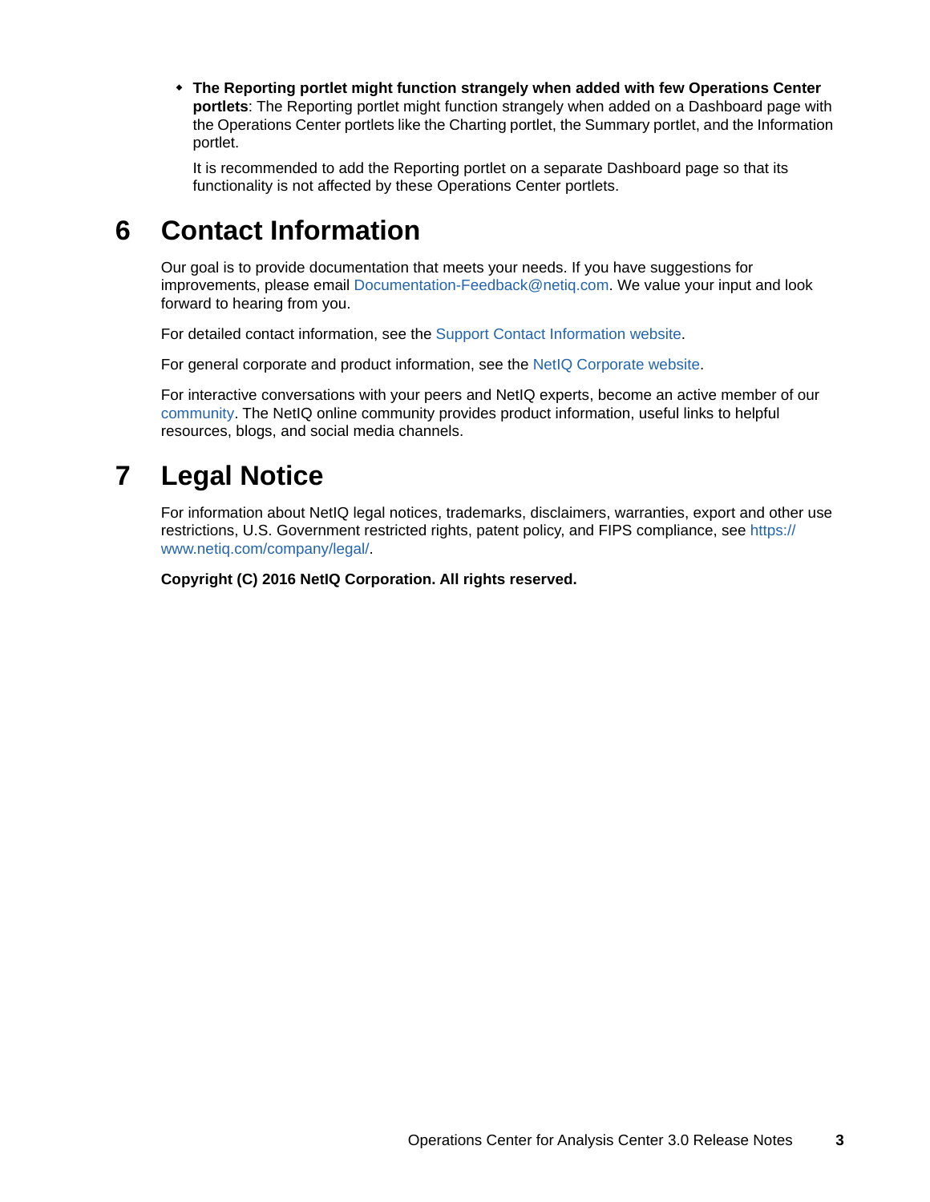- **The Reporting portlet might function strangely when added with few Operations Center portlets**: The Reporting portlet might function strangely when added on a Dashboard page with the Operations Center portlets like the Charting portlet, the Summary portlet, and the Information portlet.

  It is recommended to add the Reporting portlet on a separate Dashboard page so that its functionality is not affected by these Operations Center portlets.

# 6 Contact Information

Our goal is to provide documentation that meets your needs. If you have suggestions for improvements, please email Documentation-Feedback@netiq.com. We value your input and look forward to hearing from you.

For detailed contact information, see the Support Contact Information website.

For general corporate and product information, see the NetIQ Corporate website.

For interactive conversations with your peers and NetIQ experts, become an active member of our community. The NetIQ online community provides product information, useful links to helpful resources, blogs, and social media channels.

# 7 Legal Notice

For information about NetIQ legal notices, trademarks, disclaimers, warranties, export and other use restrictions, U.S. Government restricted rights, patent policy, and FIPS compliance, see https://www.netiq.com/company/legal/.

**Copyright (C) 2016 NetIQ Corporation. All rights reserved.**